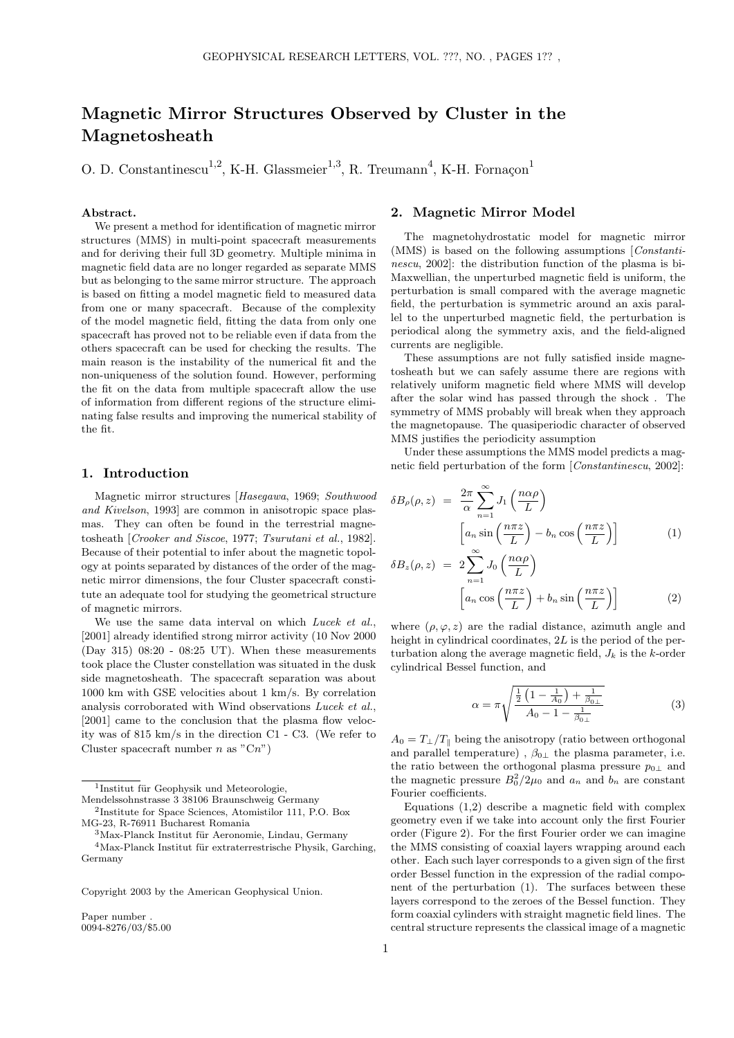# Magnetic Mirror Structures Observed by Cluster in the Magnetosheath

O. D. Constantinescu[1,2], K-H. Glassmeier[1,3], R. Treumann[4], K-H. Fornaçon[1]

**Abstract.** We present a method for identification of magnetic mirror structures (MMS) in multi-point spacecraft measurements and for deriving their full 3D geometry. Multiple minima in magnetic field data are no longer regarded as separate MMS but as belonging to the same mirror structure. The approach is based on fitting a model magnetic field to measured data from one or many spacecraft. Because of the complexity of the model magnetic field, fitting the data from only one spacecraft has proved not to be reliable even if data from the others spacecraft can be used for checking the results. The main reason is the instability of the numerical fit and the non-uniqueness of the solution found. However, performing the fit on the data from multiple spacecraft allow the use of information from different regions of the structure eliminating false results and improving the numerical stability of the fit.

## 1. Introduction

Magnetic mirror structures [*Hasegawa*, 1969; *Southwood and Kivelson*, 1993] are common in anisotropic space plasmas. They can often be found in the terrestrial magnetosheath [*Crooker and Siscoe*, 1977; *Tsurutani et al.*, 1982]. Because of their potential to infer about the magnetic topology at points separated by distances of the order of the magnetic mirror dimensions, the four Cluster spacecraft constitute an adequate tool for studying the geometrical structure of magnetic mirrors.

We use the same data interval on which *Lucek et al.*, [2001] already identified strong mirror activity (10 Nov 2000 (Day 315) 08:20 - 08:25 UT). When these measurements took place the Cluster constellation was situated in the dusk side magnetosheath. The spacecraft separation was about 1000 km with GSE velocities about 1 km/s. By correlation analysis corroborated with Wind observations *Lucek et al.*, [2001] came to the conclusion that the plasma flow velocity was of 815 km/s in the direction C1 - C3. (We refer to Cluster spacecraft number $n$ as "C$n$")

[1]Institut für Geophysik und Meteorologie, Mendelssohnstrasse 3 38106 Braunschweig Germany

[2]Institute for Space Sciences, Atomistilor 111, P.O. Box MG-23, R-76911 Bucharest Romania

[3]Max-Planck Institut für Aeronomie, Lindau, Germany

[4]Max-Planck Institut für extraterrestrische Physik, Garching, Germany

Copyright 2003 by the American Geophysical Union.

Paper number .
0094-8276/03/$5.00

## 2. Magnetic Mirror Model

The magnetohydrostatic model for magnetic mirror (MMS) is based on the following assumptions [*Constantinescu*, 2002]: the distribution function of the plasma is bi-Maxwellian, the unperturbed magnetic field is uniform, the perturbation is small compared with the average magnetic field, the perturbation is symmetric around an axis parallel to the unperturbed magnetic field, the perturbation is periodical along the symmetry axis, and the field-aligned currents are negligible.

These assumptions are not fully satisfied inside magnetosheath but we can safely assume there are regions with relatively uniform magnetic field where MMS will develop after the solar wind has passed through the shock . The symmetry of MMS probably will break when they approach the magnetopause. The quasiperiodic character of observed MMS justifies the periodicity assumption

Under these assumptions the MMS model predicts a magnetic field perturbation of the form [*Constantinescu*, 2002]:

$$\delta B_\rho(\rho, z) = \frac{2\pi}{\alpha} \sum_{n=1}^{\infty} J_1\left(\frac{n\alpha\rho}{L}\right) \left[a_n \sin\left(\frac{n\pi z}{L}\right) - b_n \cos\left(\frac{n\pi z}{L}\right)\right] \quad (1)$$

$$\delta B_z(\rho, z) = 2 \sum_{n=1}^{\infty} J_0\left(\frac{n\alpha\rho}{L}\right) \left[a_n \cos\left(\frac{n\pi z}{L}\right) + b_n \sin\left(\frac{n\pi z}{L}\right)\right] \quad (2)$$

where $(\rho, \varphi, z)$ are the radial distance, azimuth angle and height in cylindrical coordinates, $2L$ is the period of the perturbation along the average magnetic field, $J_k$ is the $k$-order cylindrical Bessel function, and

$$\alpha = \pi \sqrt{\frac{\frac{1}{2}\left(1 - \frac{1}{A_0}\right) + \frac{1}{\beta_{0\perp}}}{A_0 - 1 - \frac{1}{\beta_{0\perp}}}} \quad (3)$$

$A_0 = T_\perp / T_\parallel$ being the anisotropy (ratio between orthogonal and parallel temperature) , $\beta_{0\perp}$ the plasma parameter, i.e. the ratio between the orthogonal plasma pressure $p_{0\perp}$ and the magnetic pressure $B_0^2/2\mu_0$ and $a_n$ and $b_n$ are constant Fourier coefficients.

Equations (1,2) describe a magnetic field with complex geometry even if we take into account only the first Fourier order (Figure 2). For the first Fourier order we can imagine the MMS consisting of coaxial layers wrapping around each other. Each such layer corresponds to a given sign of the first order Bessel function in the expression of the radial component of the perturbation (1). The surfaces between these layers correspond to the zeroes of the Bessel function. They form coaxial cylinders with straight magnetic field lines. The central structure represents the classical image of a magnetic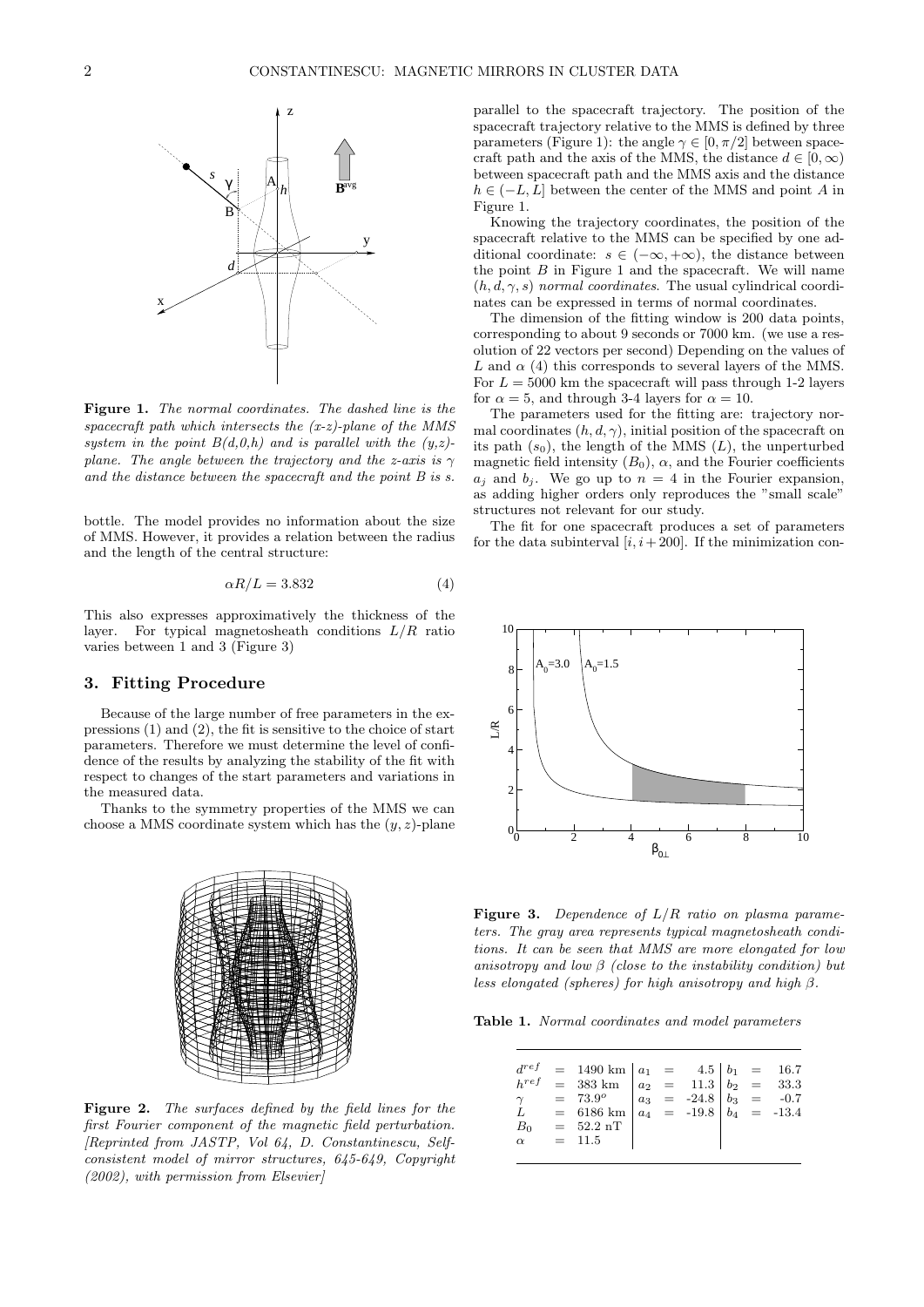**Figure 1.** *The normal coordinates. The dashed line is the spacecraft path which intersects the (x-z)-plane of the MMS system in the point B(d,0,h) and is parallel with the (y,z)-plane. The angle between the trajectory and the z-axis is $\gamma$ and the distance between the spacecraft and the point B is s.*

bottle. The model provides no information about the size of MMS. However, it provides a relation between the radius and the length of the central structure:

$$\alpha R/L = 3.832 \tag{4}$$

This also expresses approximatively the thickness of the layer. For typical magnetosheath conditions $L/R$ ratio varies between 1 and 3 (Figure 3)

## 3. Fitting Procedure

Because of the large number of free parameters in the expressions (1) and (2), the fit is sensitive to the choice of start parameters. Therefore we must determine the level of confidence of the results by analyzing the stability of the fit with respect to changes of the start parameters and variations in the measured data.

Thanks to the symmetry properties of the MMS we can choose a MMS coordinate system which has the $(y, z)$-plane parallel to the spacecraft trajectory. The position of the spacecraft trajectory relative to the MMS is defined by three parameters (Figure 1): the angle $\gamma \in [0, \pi/2]$ between spacecraft path and the axis of the MMS, the distance $d \in [0, \infty)$ between spacecraft path and the MMS axis and the distance $h \in (-L, L]$ between the center of the MMS and point $A$ in Figure 1.

Knowing the trajectory coordinates, the position of the spacecraft relative to the MMS can be specified by one additional coordinate: $s \in (-\infty, +\infty)$, the distance between the point $B$ in Figure 1 and the spacecraft. We will name $(h, d, \gamma, s)$ *normal coordinates*. The usual cylindrical coordinates can be expressed in terms of normal coordinates.

The dimension of the fitting window is 200 data points, corresponding to about 9 seconds or 7000 km. (we use a resolution of 22 vectors per second) Depending on the values of $L$ and $\alpha$ (4) this corresponds to several layers of the MMS. For $L = 5000$ km the spacecraft will pass through 1-2 layers for $\alpha = 5$, and through 3-4 layers for $\alpha = 10$.

The parameters used for the fitting are: trajectory normal coordinates $(h, d, \gamma)$, initial position of the spacecraft on its path $(s_0)$, the length of the MMS $(L)$, the unperturbed magnetic field intensity $(B_0)$, $\alpha$, and the Fourier coefficients $a_j$ and $b_j$. We go up to $n = 4$ in the Fourier expansion, as adding higher orders only reproduces the "small scale" structures not relevant for our study.

The fit for one spacecraft produces a set of parameters for the data subinterval $[i, i + 200]$. If the minimization con-

**Figure 2.** *The surfaces defined by the field lines for the first Fourier component of the magnetic field perturbation. [Reprinted from JASTP, Vol 64, D. Constantinescu, Self-consistent model of mirror structures, 645-649, Copyright (2002), with permission from Elsevier]*

**Figure 3.** *Dependence of $L/R$ ratio on plasma parameters. The gray area represents typical magnetosheath conditions. It can be seen that MMS are more elongated for low anisotropy and low $\beta$ (close to the instability condition) but less elongated (spheres) for high anisotropy and high $\beta$.*

**Table 1.** *Normal coordinates and model parameters*

| | | | |
|---|---|---|---|
| $d^{ref}$ = 1490 km | $a_1$ = 4.5 | $b_1$ = 16.7 |
| $h^{ref}$ = 383 km | $a_2$ = 11.3 | $b_2$ = 33.3 |
| $\gamma$ = 73.9$^o$ | $a_3$ = -24.8 | $b_3$ = -0.7 |
| $L$ = 6186 km | $a_4$ = -19.8 | $b_4$ = -13.4 |
| $B_0$ = 52.2 nT | | |
| $\alpha$ = 11.5 | | |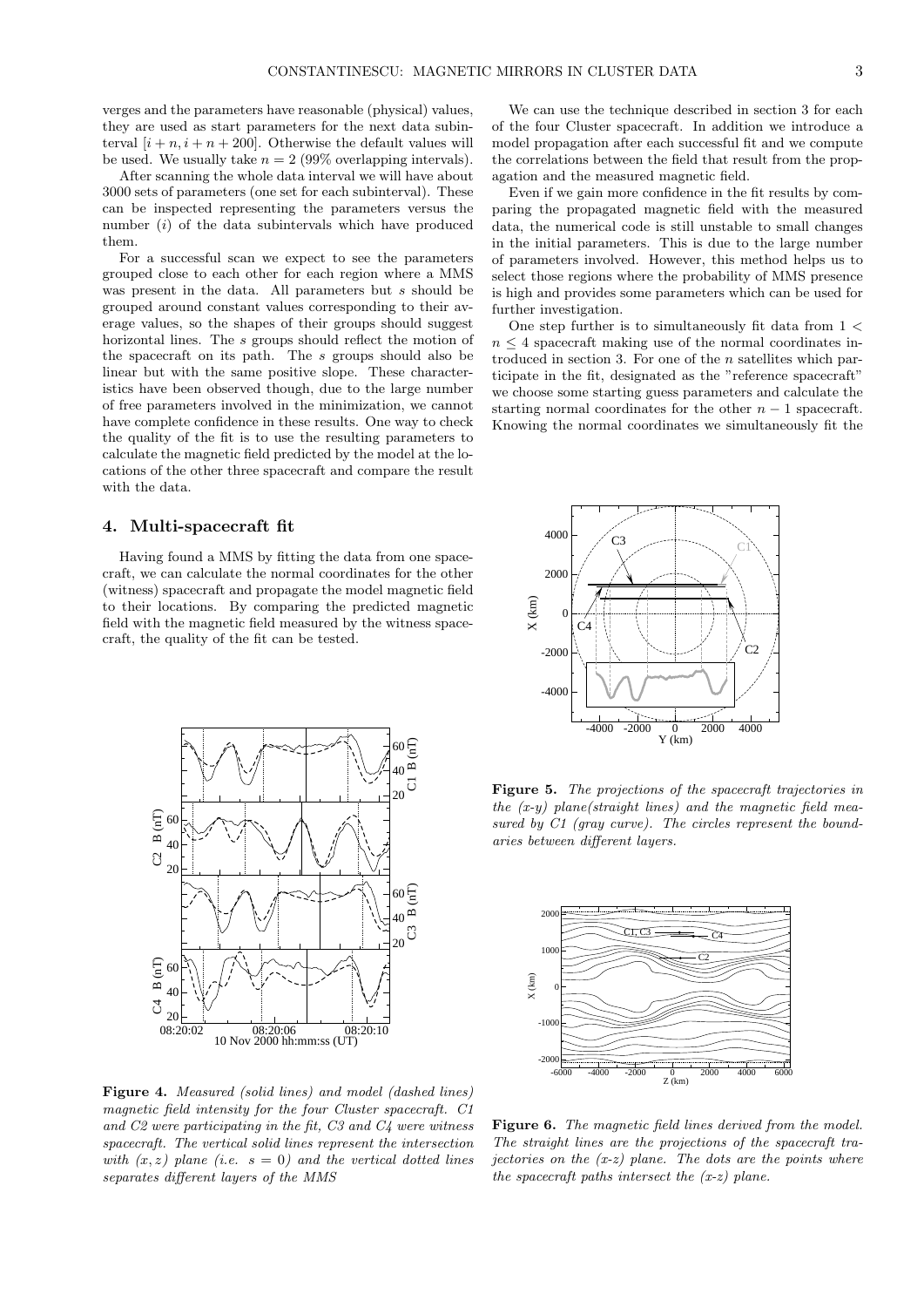verges and the parameters have reasonable (physical) values, they are used as start parameters for the next data subinterval $[i+n, i+n+200]$. Otherwise the default values will be used. We usually take $n = 2$ (99% overlapping intervals).

After scanning the whole data interval we will have about 3000 sets of parameters (one set for each subinterval). These can be inspected representing the parameters versus the number ($i$) of the data subintervals which have produced them.

For a successful scan we expect to see the parameters grouped close to each other for each region where a MMS was present in the data. All parameters but $s$ should be grouped around constant values corresponding to their average values, so the shapes of their groups should suggest horizontal lines. The $s$ groups should reflect the motion of the spacecraft on its path. The $s$ groups should also be linear but with the same positive slope. These characteristics have been observed though, due to the large number of free parameters involved in the minimization, we cannot have complete confidence in these results. One way to check the quality of the fit is to use the resulting parameters to calculate the magnetic field predicted by the model at the locations of the other three spacecraft and compare the result with the data.

## 4. Multi-spacecraft fit

Having found a MMS by fitting the data from one spacecraft, we can calculate the normal coordinates for the other (witness) spacecraft and propagate the model magnetic field to their locations. By comparing the predicted magnetic field with the magnetic field measured by the witness spacecraft, the quality of the fit can be tested.

**Figure 4.** *Measured (solid lines) and model (dashed lines) magnetic field intensity for the four Cluster spacecraft. C1 and C2 were participating in the fit, C3 and C4 were witness spacecraft. The vertical solid lines represent the intersection with $(x,z)$ plane (i.e. $s = 0$) and the vertical dotted lines separates different layers of the MMS*

We can use the technique described in section 3 for each of the four Cluster spacecraft. In addition we introduce a model propagation after each successful fit and we compute the correlations between the field that result from the propagation and the measured magnetic field.

Even if we gain more confidence in the fit results by comparing the propagated magnetic field with the measured data, the numerical code is still unstable to small changes in the initial parameters. This is due to the large number of parameters involved. However, this method helps us to select those regions where the probability of MMS presence is high and provides some parameters which can be used for further investigation.

One step further is to simultaneously fit data from $1 < n \leq 4$ spacecraft making use of the normal coordinates introduced in section 3. For one of the $n$ satellites which participate in the fit, designated as the "reference spacecraft" we choose some starting guess parameters and calculate the starting normal coordinates for the other $n-1$ spacecraft. Knowing the normal coordinates we simultaneously fit the

**Figure 5.** *The projections of the spacecraft trajectories in the (x-y) plane(straight lines) and the magnetic field measured by C1 (gray curve). The circles represent the boundaries between different layers.*

**Figure 6.** *The magnetic field lines derived from the model. The straight lines are the projections of the spacecraft trajectories on the (x-z) plane. The dots are the points where the spacecraft paths intersect the (x-z) plane.*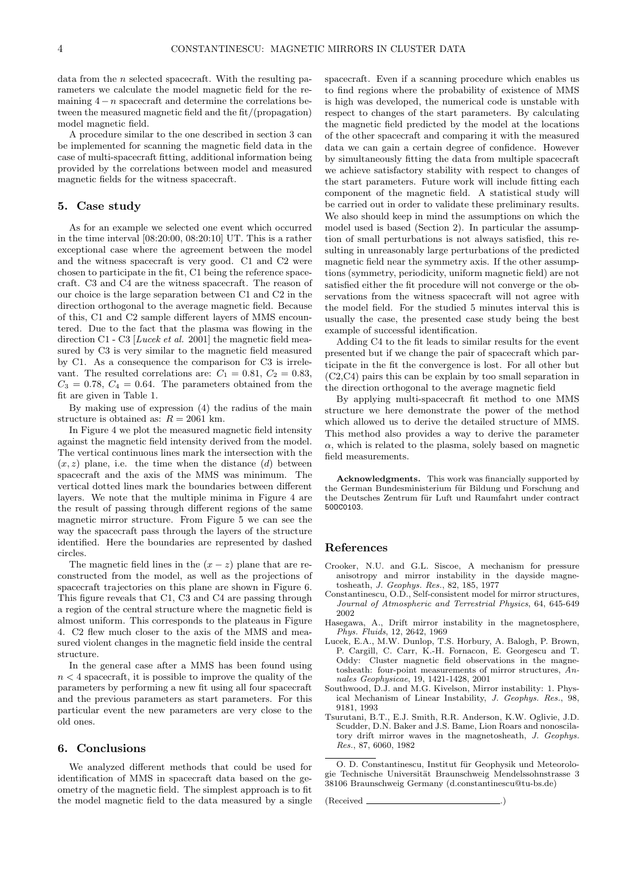data from the $n$ selected spacecraft. With the resulting parameters we calculate the model magnetic field for the remaining $4-n$ spacecraft and determine the correlations between the measured magnetic field and the fit/(propagation) model magnetic field.

A procedure similar to the one described in section 3 can be implemented for scanning the magnetic field data in the case of multi-spacecraft fitting, additional information being provided by the correlations between model and measured magnetic fields for the witness spacecraft.

## 5. Case study

As for an example we selected one event which occurred in the time interval [08:20:00, 08:20:10] UT. This is a rather exceptional case where the agreement between the model and the witness spacecraft is very good. C1 and C2 were chosen to participate in the fit, C1 being the reference spacecraft. C3 and C4 are the witness spacecraft. The reason of our choice is the large separation between C1 and C2 in the direction orthogonal to the average magnetic field. Because of this, C1 and C2 sample different layers of MMS encountered. Due to the fact that the plasma was flowing in the direction C1 - C3 [*Lucek et al.* 2001] the magnetic field measured by C3 is very similar to the magnetic field measured by C1. As a consequence the comparison for C3 is irrelevant. The resulted correlations are: $C_1 = 0.81$, $C_2 = 0.83$, $C_3 = 0.78$, $C_4 = 0.64$. The parameters obtained from the fit are given in Table 1.

By making use of expression (4) the radius of the main structure is obtained as: $R = 2061$ km.

In Figure 4 we plot the measured magnetic field intensity against the magnetic field intensity derived from the model. The vertical continuous lines mark the intersection with the $(x, z)$ plane, i.e. the time when the distance ($d$) between spacecraft and the axis of the MMS was minimum. The vertical dotted lines mark the boundaries between different layers. We note that the multiple minima in Figure 4 are the result of passing through different regions of the same magnetic mirror structure. From Figure 5 we can see the way the spacecraft pass through the layers of the structure identified. Here the boundaries are represented by dashed circles.

The magnetic field lines in the $(x-z)$ plane that are reconstructed from the model, as well as the projections of spacecraft trajectories on this plane are shown in Figure 6. This figure reveals that C1, C3 and C4 are passing through a region of the central structure where the magnetic field is almost uniform. This corresponds to the plateaus in Figure 4. C2 flew much closer to the axis of the MMS and measured violent changes in the magnetic field inside the central structure.

In the general case after a MMS has been found using $n < 4$ spacecraft, it is possible to improve the quality of the parameters by performing a new fit using all four spacecraft and the previous parameters as start parameters. For this particular event the new parameters are very close to the old ones.

## 6. Conclusions

We analyzed different methods that could be used for identification of MMS in spacecraft data based on the geometry of the magnetic field. The simplest approach is to fit the model magnetic field to the data measured by a single spacecraft. Even if a scanning procedure which enables us to find regions where the probability of existence of MMS is high was developed, the numerical code is unstable with respect to changes of the start parameters. By calculating the magnetic field predicted by the model at the locations of the other spacecraft and comparing it with the measured data we can gain a certain degree of confidence. However by simultaneously fitting the data from multiple spacecraft we achieve satisfactory stability with respect to changes of the start parameters. Future work will include fitting each component of the magnetic field. A statistical study will be carried out in order to validate these preliminary results. We also should keep in mind the assumptions on which the model used is based (Section 2). In particular the assumption of small perturbations is not always satisfied, this resulting in unreasonably large perturbations of the predicted magnetic field near the symmetry axis. If the other assumptions (symmetry, periodicity, uniform magnetic field) are not satisfied either the fit procedure will not converge or the observations from the witness spacecraft will not agree with the model field. For the studied 5 minutes interval this is usually the case, the presented case study being the best example of successful identification.

Adding C4 to the fit leads to similar results for the event presented but if we change the pair of spacecraft which participate in the fit the convergence is lost. For all other but (C2,C4) pairs this can be explain by too small separation in the direction orthogonal to the average magnetic field

By applying multi-spacecraft fit method to one MMS structure we here demonstrate the power of the method which allowed us to derive the detailed structure of MMS. This method also provides a way to derive the parameter $\alpha$, which is related to the plasma, solely based on magnetic field measurements.

**Acknowledgments.** This work was financially supported by the German Bundesministerium für Bildung und Forschung and the Deutsches Zentrum für Luft und Raumfahrt under contract 50OC0103.

## References

Crooker, N.U. and G.L. Siscoe, A mechanism for pressure anisotropy and mirror instability in the dayside magnetosheath, *J. Geophys. Res.*, 82, 185, 1977

Constantinescu, O.D., Self-consistent model for mirror structures, *Journal of Atmospheric and Terrestrial Physics*, 64, 645-649 2002

Hasegawa, A., Drift mirror instability in the magnetosphere, *Phys. Fluids*, 12, 2642, 1969

Lucek, E.A., M.W. Dunlop, T.S. Horbury, A. Balogh, P. Brown, P. Cargill, C. Carr, K.-H. Fornacon, E. Georgescu and T. Oddy: Cluster magnetic field observations in the magnetosheath: four-point measurements of mirror structures, *Annales Geophysicae*, 19, 1421-1428, 2001

Southwood, D.J. and M.G. Kivelson, Mirror instability: 1. Physical Mechanism of Linear Instability, *J. Geophys. Res.*, 98, 9181, 1993

Tsurutani, B.T., E.J. Smith, R.R. Anderson, K.W. Oglivie, J.D. Scudder, D.N. Baker and J.S. Bame, Lion Roars and nonoscilatory drift mirror waves in the magnetosheath, *J. Geophys. Res.*, 87, 6060, 1982

O. D. Constantinescu, Institut für Geophysik und Meteorologie Technische Universität Braunschweig Mendelssohnstrasse 3 38106 Braunschweig Germany (d.constantinescu@tu-bs.de)

(Received ______________.)